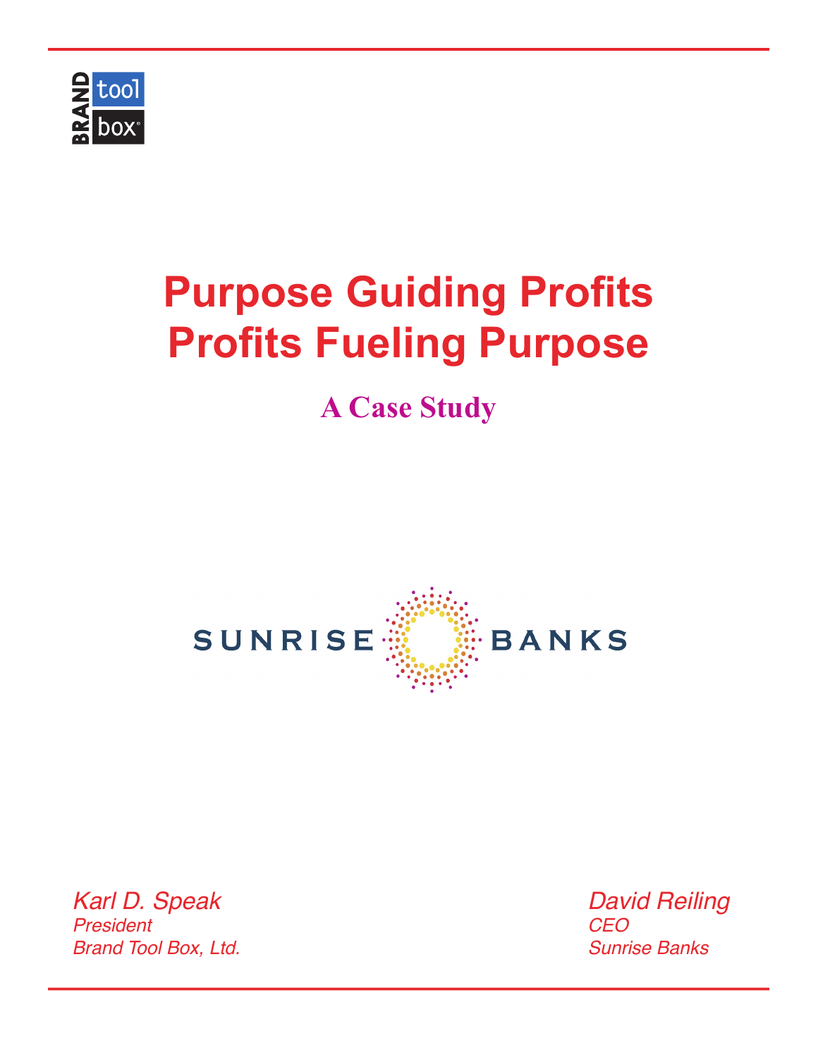BRAND tool box®

# Purpose Guiding Profits
# Profits Fueling Purpose

## A Case Study

SUNRISE BANKS

*Karl D. Speak*
*President*
*Brand Tool Box, Ltd.*

*David Reiling*
*CEO*
*Sunrise Banks*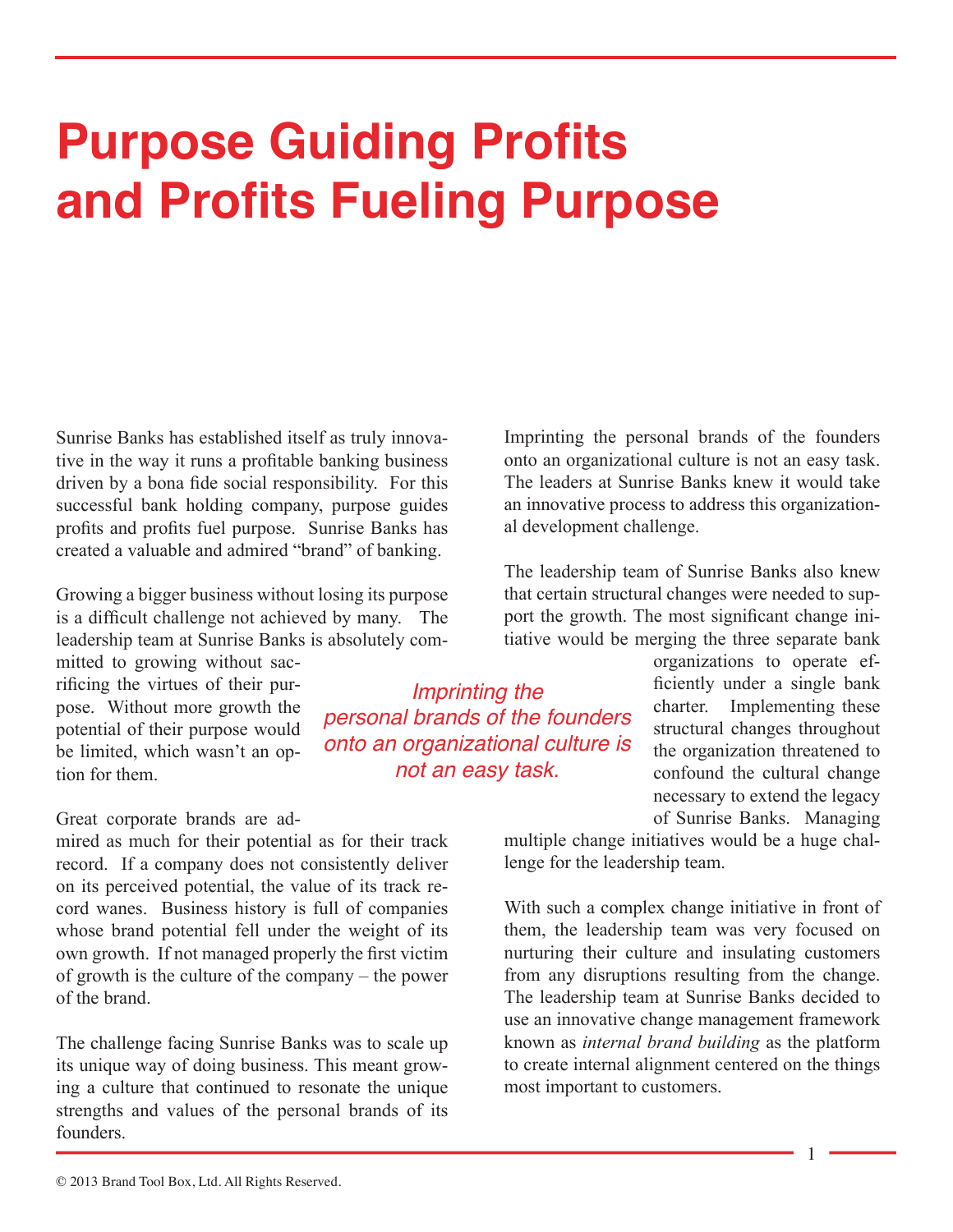# Purpose Guiding Profits and Profits Fueling Purpose

Sunrise Banks has established itself as truly innovative in the way it runs a profitable banking business driven by a bona fide social responsibility. For this successful bank holding company, purpose guides profits and profits fuel purpose. Sunrise Banks has created a valuable and admired "brand" of banking.

Growing a bigger business without losing its purpose is a difficult challenge not achieved by many. The leadership team at Sunrise Banks is absolutely committed to growing without sacrificing the virtues of their purpose. Without more growth the potential of their purpose would be limited, which wasn't an option for them.

Great corporate brands are admired as much for their potential as for their track record. If a company does not consistently deliver on its perceived potential, the value of its track record wanes. Business history is full of companies whose brand potential fell under the weight of its own growth. If not managed properly the first victim of growth is the culture of the company – the power of the brand.

The challenge facing Sunrise Banks was to scale up its unique way of doing business. This meant growing a culture that continued to resonate the unique strengths and values of the personal brands of its founders.

*Imprinting the personal brands of the founders onto an organizational culture is not an easy task.*

Imprinting the personal brands of the founders onto an organizational culture is not an easy task. The leaders at Sunrise Banks knew it would take an innovative process to address this organizational development challenge.

The leadership team of Sunrise Banks also knew that certain structural changes were needed to support the growth. The most significant change initiative would be merging the three separate bank organizations to operate efficiently under a single bank charter. Implementing these structural changes throughout the organization threatened to confound the cultural change necessary to extend the legacy of Sunrise Banks. Managing multiple change initiatives would be a huge challenge for the leadership team.

With such a complex change initiative in front of them, the leadership team was very focused on nurturing their culture and insulating customers from any disruptions resulting from the change. The leadership team at Sunrise Banks decided to use an innovative change management framework known as *internal brand building* as the platform to create internal alignment centered on the things most important to customers.

© 2013 Brand Tool Box, Ltd. All Rights Reserved.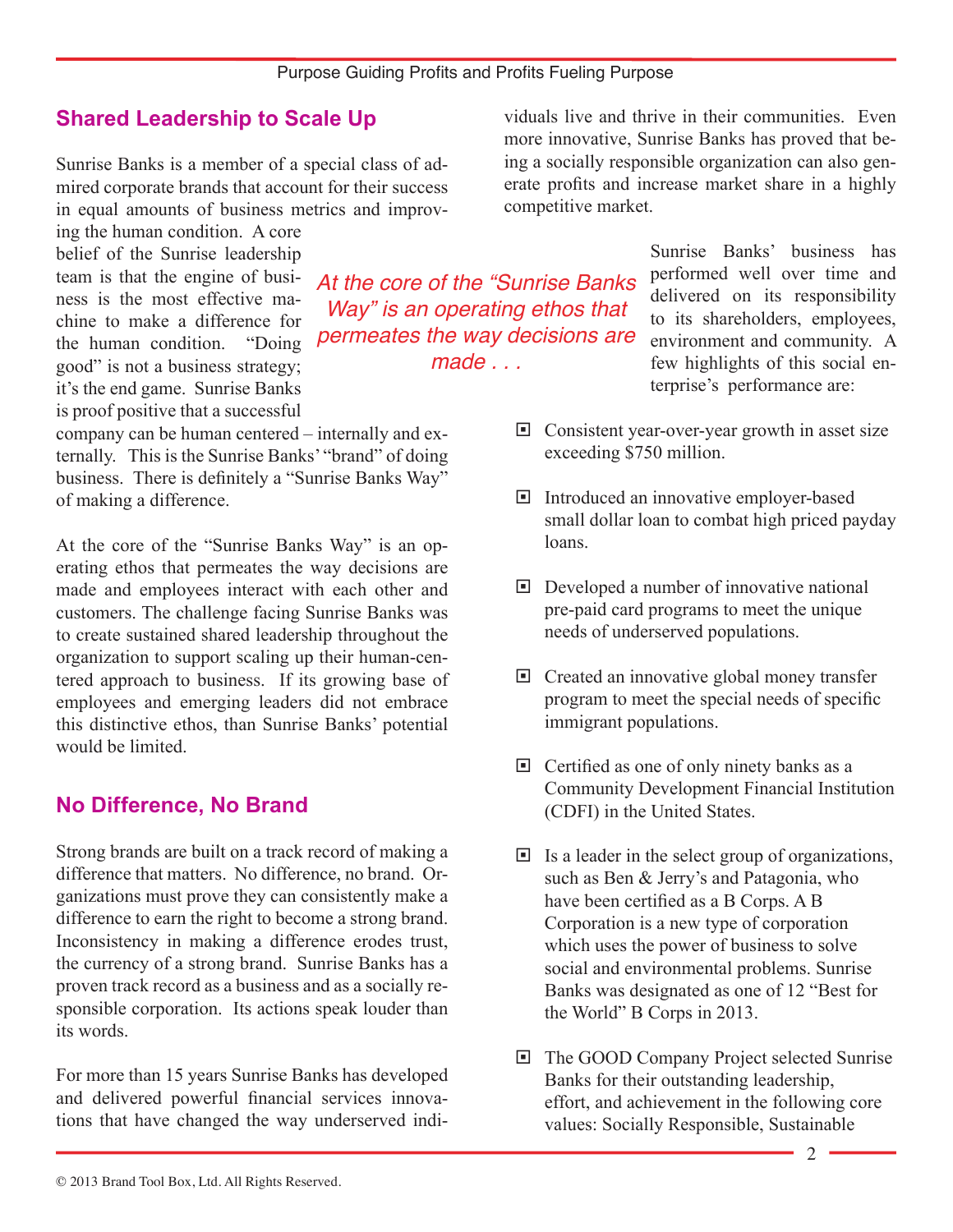## Shared Leadership to Scale Up

Sunrise Banks is a member of a special class of admired corporate brands that account for their success in equal amounts of business metrics and improving the human condition. A core belief of the Sunrise leadership team is that the engine of business is the most effective machine to make a difference for the human condition. "Doing good" is not a business strategy; it's the end game. Sunrise Banks is proof positive that a successful company can be human centered – internally and externally. This is the Sunrise Banks' "brand" of doing business. There is definitely a "Sunrise Banks Way" of making a difference.

*At the core of the "Sunrise Banks Way" is an operating ethos that permeates the way decisions are made . . .*

At the core of the "Sunrise Banks Way" is an operating ethos that permeates the way decisions are made and employees interact with each other and customers. The challenge facing Sunrise Banks was to create sustained shared leadership throughout the organization to support scaling up their human-centered approach to business. If its growing base of employees and emerging leaders did not embrace this distinctive ethos, than Sunrise Banks' potential would be limited.

## No Difference, No Brand

Strong brands are built on a track record of making a difference that matters. No difference, no brand. Organizations must prove they can consistently make a difference to earn the right to become a strong brand. Inconsistency in making a difference erodes trust, the currency of a strong brand. Sunrise Banks has a proven track record as a business and as a socially responsible corporation. Its actions speak louder than its words.

For more than 15 years Sunrise Banks has developed and delivered powerful financial services innovations that have changed the way underserved individuals live and thrive in their communities. Even more innovative, Sunrise Banks has proved that being a socially responsible organization can also generate profits and increase market share in a highly competitive market.

Sunrise Banks' business has performed well over time and delivered on its responsibility to its shareholders, employees, environment and community. A few highlights of this social enterprise's performance are:

- Consistent year-over-year growth in asset size exceeding $750 million.
- Introduced an innovative employer-based small dollar loan to combat high priced payday loans.
- Developed a number of innovative national pre-paid card programs to meet the unique needs of underserved populations.
- Created an innovative global money transfer program to meet the special needs of specific immigrant populations.
- Certified as one of only ninety banks as a Community Development Financial Institution (CDFI) in the United States.
- Is a leader in the select group of organizations, such as Ben & Jerry's and Patagonia, who have been certified as a B Corps. A B Corporation is a new type of corporation which uses the power of business to solve social and environmental problems. Sunrise Banks was designated as one of 12 "Best for the World" B Corps in 2013.
- The GOOD Company Project selected Sunrise Banks for their outstanding leadership, effort, and achievement in the following core values: Socially Responsible, Sustainable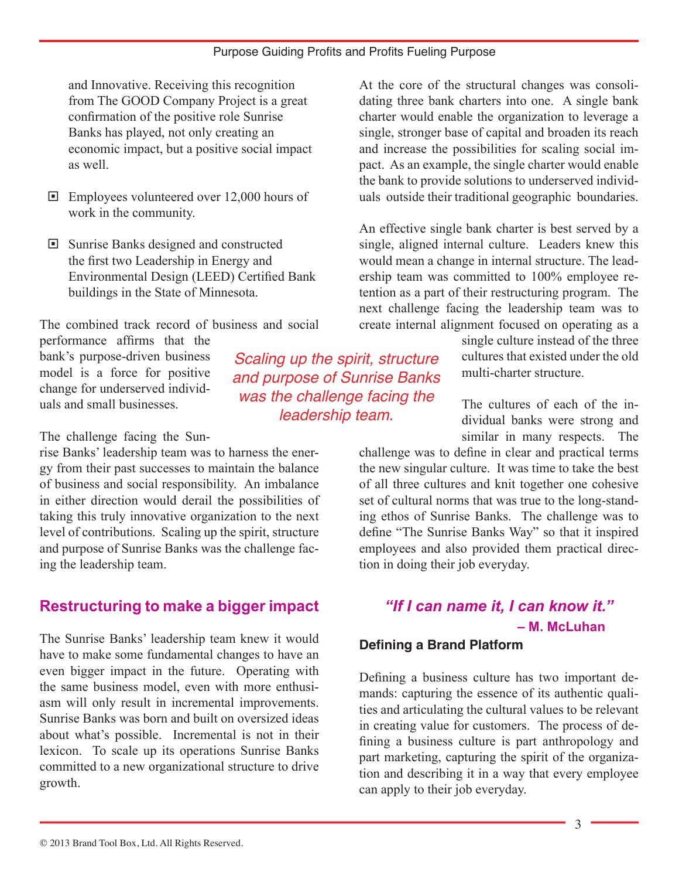and Innovative. Receiving this recognition from The GOOD Company Project is a great confirmation of the positive role Sunrise Banks has played, not only creating an economic impact, but a positive social impact as well.

- Employees volunteered over 12,000 hours of work in the community.
- Sunrise Banks designed and constructed the first two Leadership in Energy and Environmental Design (LEED) Certified Bank buildings in the State of Minnesota.

The combined track record of business and social performance affirms that the bank's purpose-driven business model is a force for positive change for underserved individuals and small businesses.

The challenge facing the Sunrise Banks' leadership team was to harness the energy from their past successes to maintain the balance of business and social responsibility. An imbalance in either direction would derail the possibilities of taking this truly innovative organization to the next level of contributions. Scaling up the spirit, structure and purpose of Sunrise Banks was the challenge facing the leadership team.

*Scaling up the spirit, structure and purpose of Sunrise Banks was the challenge facing the leadership team.*

## Restructuring to make a bigger impact

The Sunrise Banks' leadership team knew it would have to make some fundamental changes to have an even bigger impact in the future. Operating with the same business model, even with more enthusiasm will only result in incremental improvements. Sunrise Banks was born and built on oversized ideas about what's possible. Incremental is not in their lexicon. To scale up its operations Sunrise Banks committed to a new organizational structure to drive growth.

At the core of the structural changes was consolidating three bank charters into one. A single bank charter would enable the organization to leverage a single, stronger base of capital and broaden its reach and increase the possibilities for scaling social impact. As an example, the single charter would enable the bank to provide solutions to underserved individuals outside their traditional geographic boundaries.

An effective single bank charter is best served by a single, aligned internal culture. Leaders knew this would mean a change in internal structure. The leadership team was committed to 100% employee retention as a part of their restructuring program. The next challenge facing the leadership team was to create internal alignment focused on operating as a single culture instead of the three cultures that existed under the old multi-charter structure.

The cultures of each of the individual banks were strong and similar in many respects. The challenge was to define in clear and practical terms the new singular culture. It was time to take the best of all three cultures and knit together one cohesive set of cultural norms that was true to the long-standing ethos of Sunrise Banks. The challenge was to define "The Sunrise Banks Way" so that it inspired employees and also provided them practical direction in doing their job everyday.

***"If I can name it, I can know it."***
**– M. McLuhan**

### Defining a Brand Platform

Defining a business culture has two important demands: capturing the essence of its authentic qualities and articulating the cultural values to be relevant in creating value for customers. The process of defining a business culture is part anthropology and part marketing, capturing the spirit of the organization and describing it in a way that every employee can apply to their job everyday.

© 2013 Brand Tool Box, Ltd. All Rights Reserved.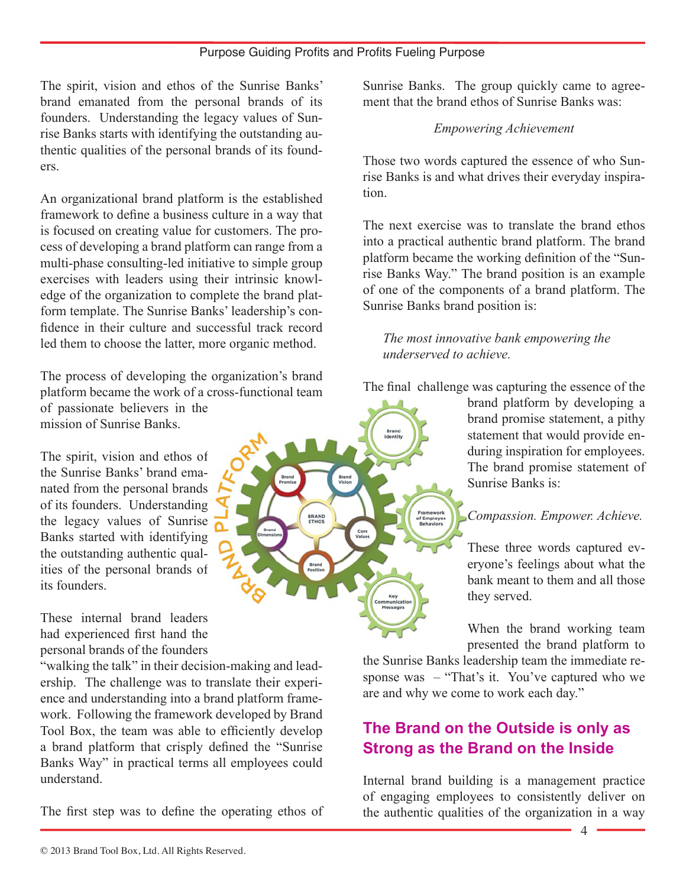The spirit, vision and ethos of the Sunrise Banks' brand emanated from the personal brands of its founders. Understanding the legacy values of Sunrise Banks starts with identifying the outstanding authentic qualities of the personal brands of its founders.

An organizational brand platform is the established framework to define a business culture in a way that is focused on creating value for customers. The process of developing a brand platform can range from a multi-phase consulting-led initiative to simple group exercises with leaders using their intrinsic knowledge of the organization to complete the brand platform template. The Sunrise Banks' leadership's confidence in their culture and successful track record led them to choose the latter, more organic method.

The process of developing the organization's brand platform became the work of a cross-functional team of passionate believers in the mission of Sunrise Banks.

The spirit, vision and ethos of the Sunrise Banks' brand emanated from the personal brands of its founders. Understanding the legacy values of Sunrise Banks started with identifying the outstanding authentic qualities of the personal brands of its founders.

These internal brand leaders had experienced first hand the personal brands of the founders "walking the talk" in their decision-making and leadership. The challenge was to translate their experience and understanding into a brand platform framework. Following the framework developed by Brand Tool Box, the team was able to efficiently develop a brand platform that crisply defined the "Sunrise Banks Way" in practical terms all employees could understand.

The first step was to define the operating ethos of Sunrise Banks. The group quickly came to agreement that the brand ethos of Sunrise Banks was:

*Empowering Achievement*

Those two words captured the essence of who Sunrise Banks is and what drives their everyday inspiration.

The next exercise was to translate the brand ethos into a practical authentic brand platform. The brand platform became the working definition of the "Sunrise Banks Way." The brand position is an example of one of the components of a brand platform. The Sunrise Banks brand position is:

*The most innovative bank empowering the underserved to achieve.*

The final challenge was capturing the essence of the brand platform by developing a brand promise statement, a pithy statement that would provide enduring inspiration for employees. The brand promise statement of Sunrise Banks is:

*Compassion. Empower. Achieve.*

These three words captured everyone's feelings about what the bank meant to them and all those they served.

When the brand working team presented the brand platform to the Sunrise Banks leadership team the immediate response was – "That's it. You've captured who we are and why we come to work each day."

## The Brand on the Outside is only as Strong as the Brand on the Inside

Internal brand building is a management practice of engaging employees to consistently deliver on the authentic qualities of the organization in a way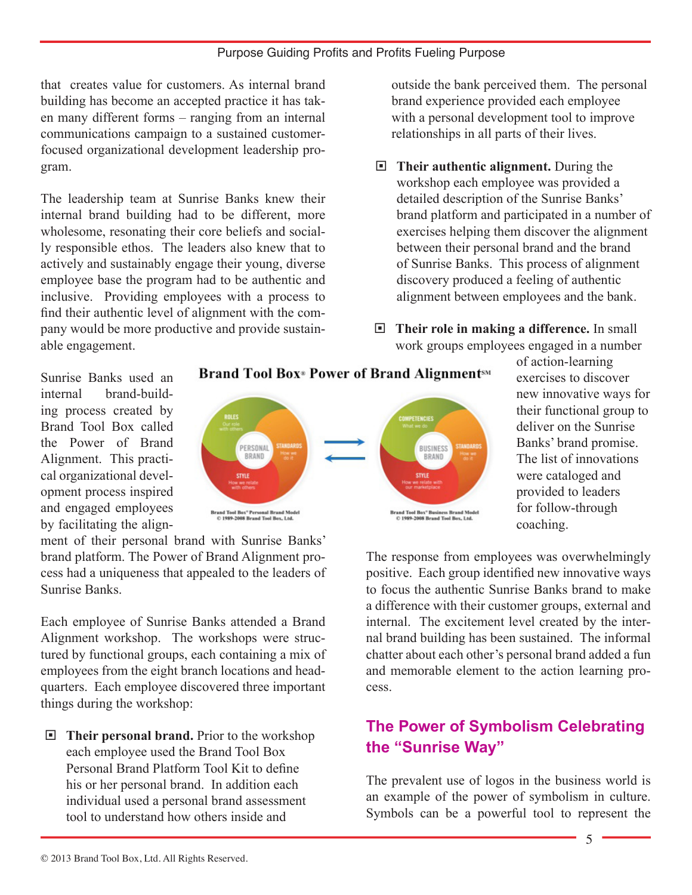that creates value for customers. As internal brand building has become an accepted practice it has taken many different forms – ranging from an internal communications campaign to a sustained customer-focused organizational development leadership program.

The leadership team at Sunrise Banks knew their internal brand building had to be different, more wholesome, resonating their core beliefs and socially responsible ethos. The leaders also knew that to actively and sustainably engage their young, diverse employee base the program had to be authentic and inclusive. Providing employees with a process to find their authentic level of alignment with the company would be more productive and provide sustainable engagement.

Sunrise Banks used an internal brand-building process created by Brand Tool Box called the Power of Brand Alignment. This practical organizational development process inspired and engaged employees by facilitating the alignment of their personal brand with Sunrise Banks' brand platform. The Power of Brand Alignment process had a uniqueness that appealed to the leaders of Sunrise Banks.

**Brand Tool Box® Power of Brand Alignment℠**

Brand Tool Box® Personal Brand Model © 1989-2008 Brand Tool Box, Ltd.

Brand Tool Box® Business Brand Model © 1989-2008 Brand Tool Box, Ltd.

Each employee of Sunrise Banks attended a Brand Alignment workshop. The workshops were structured by functional groups, each containing a mix of employees from the eight branch locations and headquarters. Each employee discovered three important things during the workshop:

- **Their personal brand.** Prior to the workshop each employee used the Brand Tool Box Personal Brand Platform Tool Kit to define his or her personal brand. In addition each individual used a personal brand assessment tool to understand how others inside and outside the bank perceived them. The personal brand experience provided each employee with a personal development tool to improve relationships in all parts of their lives.
- **Their authentic alignment.** During the workshop each employee was provided a detailed description of the Sunrise Banks' brand platform and participated in a number of exercises helping them discover the alignment between their personal brand and the brand of Sunrise Banks. This process of alignment discovery produced a feeling of authentic alignment between employees and the bank.
- **Their role in making a difference.** In small work groups employees engaged in a number of action-learning exercises to discover new innovative ways for their functional group to deliver on the Sunrise Banks' brand promise. The list of innovations were cataloged and provided to leaders for follow-through coaching.

The response from employees was overwhelmingly positive. Each group identified new innovative ways to focus the authentic Sunrise Banks brand to make a difference with their customer groups, external and internal. The excitement level created by the internal brand building has been sustained. The informal chatter about each other's personal brand added a fun and memorable element to the action learning process.

## The Power of Symbolism Celebrating the "Sunrise Way"

The prevalent use of logos in the business world is an example of the power of symbolism in culture. Symbols can be a powerful tool to represent the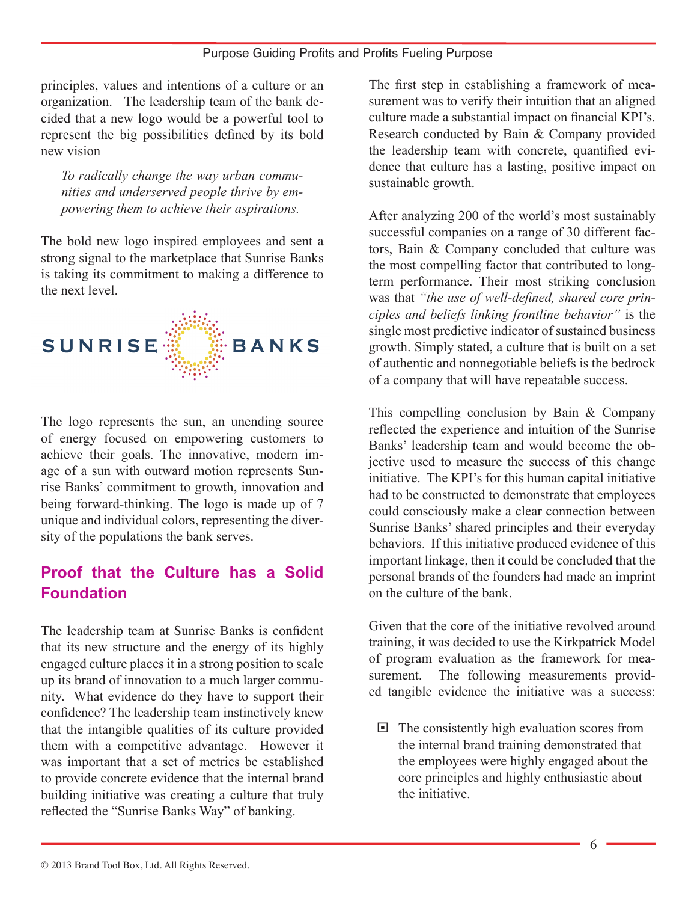principles, values and intentions of a culture or an organization. The leadership team of the bank decided that a new logo would be a powerful tool to represent the big possibilities defined by its bold new vision –

> *To radically change the way urban communities and underserved people thrive by empowering them to achieve their aspirations.*

The bold new logo inspired employees and sent a strong signal to the marketplace that Sunrise Banks is taking its commitment to making a difference to the next level.

SUNRISE BANKS

The logo represents the sun, an unending source of energy focused on empowering customers to achieve their goals. The innovative, modern image of a sun with outward motion represents Sunrise Banks' commitment to growth, innovation and being forward-thinking. The logo is made up of 7 unique and individual colors, representing the diversity of the populations the bank serves.

## Proof that the Culture has a Solid Foundation

The leadership team at Sunrise Banks is confident that its new structure and the energy of its highly engaged culture places it in a strong position to scale up its brand of innovation to a much larger community. What evidence do they have to support their confidence? The leadership team instinctively knew that the intangible qualities of its culture provided them with a competitive advantage. However it was important that a set of metrics be established to provide concrete evidence that the internal brand building initiative was creating a culture that truly reflected the "Sunrise Banks Way" of banking.

The first step in establishing a framework of measurement was to verify their intuition that an aligned culture made a substantial impact on financial KPI's. Research conducted by Bain & Company provided the leadership team with concrete, quantified evidence that culture has a lasting, positive impact on sustainable growth.

After analyzing 200 of the world's most sustainably successful companies on a range of 30 different factors, Bain & Company concluded that culture was the most compelling factor that contributed to long-term performance. Their most striking conclusion was that *"the use of well-defined, shared core principles and beliefs linking frontline behavior"* is the single most predictive indicator of sustained business growth. Simply stated, a culture that is built on a set of authentic and nonnegotiable beliefs is the bedrock of a company that will have repeatable success.

This compelling conclusion by Bain & Company reflected the experience and intuition of the Sunrise Banks' leadership team and would become the objective used to measure the success of this change initiative. The KPI's for this human capital initiative had to be constructed to demonstrate that employees could consciously make a clear connection between Sunrise Banks' shared principles and their everyday behaviors. If this initiative produced evidence of this important linkage, then it could be concluded that the personal brands of the founders had made an imprint on the culture of the bank.

Given that the core of the initiative revolved around training, it was decided to use the Kirkpatrick Model of program evaluation as the framework for measurement. The following measurements provided tangible evidence the initiative was a success:

- The consistently high evaluation scores from the internal brand training demonstrated that the employees were highly engaged about the core principles and highly enthusiastic about the initiative.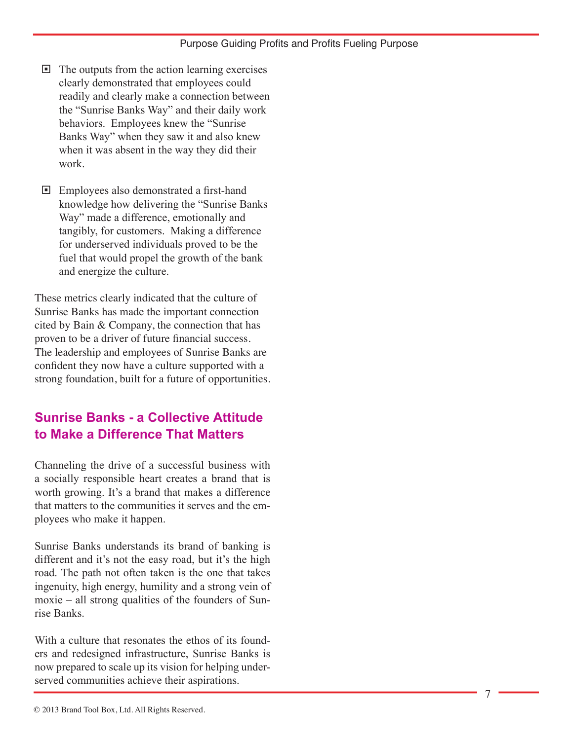- The outputs from the action learning exercises clearly demonstrated that employees could readily and clearly make a connection between the "Sunrise Banks Way" and their daily work behaviors. Employees knew the "Sunrise Banks Way" when they saw it and also knew when it was absent in the way they did their work.

- Employees also demonstrated a first-hand knowledge how delivering the "Sunrise Banks Way" made a difference, emotionally and tangibly, for customers. Making a difference for underserved individuals proved to be the fuel that would propel the growth of the bank and energize the culture.

These metrics clearly indicated that the culture of Sunrise Banks has made the important connection cited by Bain & Company, the connection that has proven to be a driver of future financial success. The leadership and employees of Sunrise Banks are confident they now have a culture supported with a strong foundation, built for a future of opportunities.

## Sunrise Banks - a Collective Attitude to Make a Difference That Matters

Channeling the drive of a successful business with a socially responsible heart creates a brand that is worth growing. It's a brand that makes a difference that matters to the communities it serves and the employees who make it happen.

Sunrise Banks understands its brand of banking is different and it's not the easy road, but it's the high road. The path not often taken is the one that takes ingenuity, high energy, humility and a strong vein of moxie – all strong qualities of the founders of Sunrise Banks.

With a culture that resonates the ethos of its founders and redesigned infrastructure, Sunrise Banks is now prepared to scale up its vision for helping underserved communities achieve their aspirations.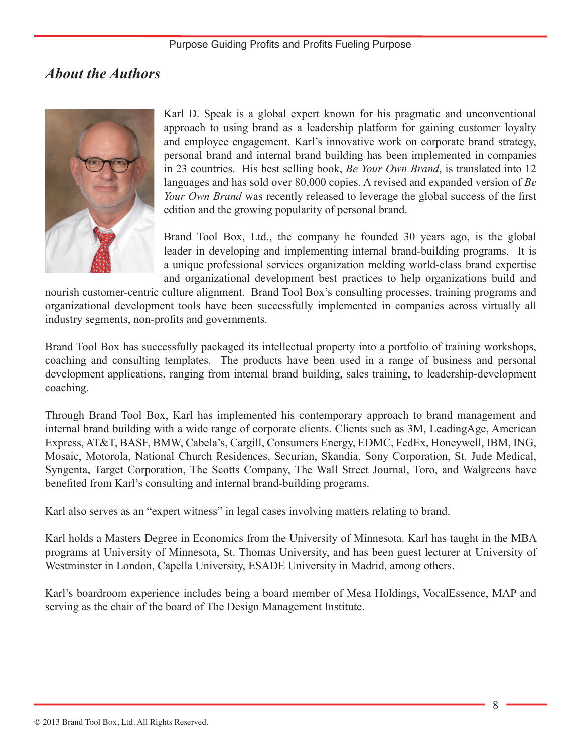## *About the Authors*

Karl D. Speak is a global expert known for his pragmatic and unconventional approach to using brand as a leadership platform for gaining customer loyalty and employee engagement. Karl's innovative work on corporate brand strategy, personal brand and internal brand building has been implemented in companies in 23 countries. His best selling book, *Be Your Own Brand*, is translated into 12 languages and has sold over 80,000 copies. A revised and expanded version of *Be Your Own Brand* was recently released to leverage the global success of the first edition and the growing popularity of personal brand.

Brand Tool Box, Ltd., the company he founded 30 years ago, is the global leader in developing and implementing internal brand-building programs. It is a unique professional services organization melding world-class brand expertise and organizational development best practices to help organizations build and nourish customer-centric culture alignment. Brand Tool Box's consulting processes, training programs and organizational development tools have been successfully implemented in companies across virtually all industry segments, non-profits and governments.

Brand Tool Box has successfully packaged its intellectual property into a portfolio of training workshops, coaching and consulting templates. The products have been used in a range of business and personal development applications, ranging from internal brand building, sales training, to leadership-development coaching.

Through Brand Tool Box, Karl has implemented his contemporary approach to brand management and internal brand building with a wide range of corporate clients. Clients such as 3M, LeadingAge, American Express, AT&T, BASF, BMW, Cabela's, Cargill, Consumers Energy, EDMC, FedEx, Honeywell, IBM, ING, Mosaic, Motorola, National Church Residences, Securian, Skandia, Sony Corporation, St. Jude Medical, Syngenta, Target Corporation, The Scotts Company, The Wall Street Journal, Toro, and Walgreens have benefited from Karl's consulting and internal brand-building programs.

Karl also serves as an "expert witness" in legal cases involving matters relating to brand.

Karl holds a Masters Degree in Economics from the University of Minnesota. Karl has taught in the MBA programs at University of Minnesota, St. Thomas University, and has been guest lecturer at University of Westminster in London, Capella University, ESADE University in Madrid, among others.

Karl's boardroom experience includes being a board member of Mesa Holdings, VocalEssence, MAP and serving as the chair of the board of The Design Management Institute.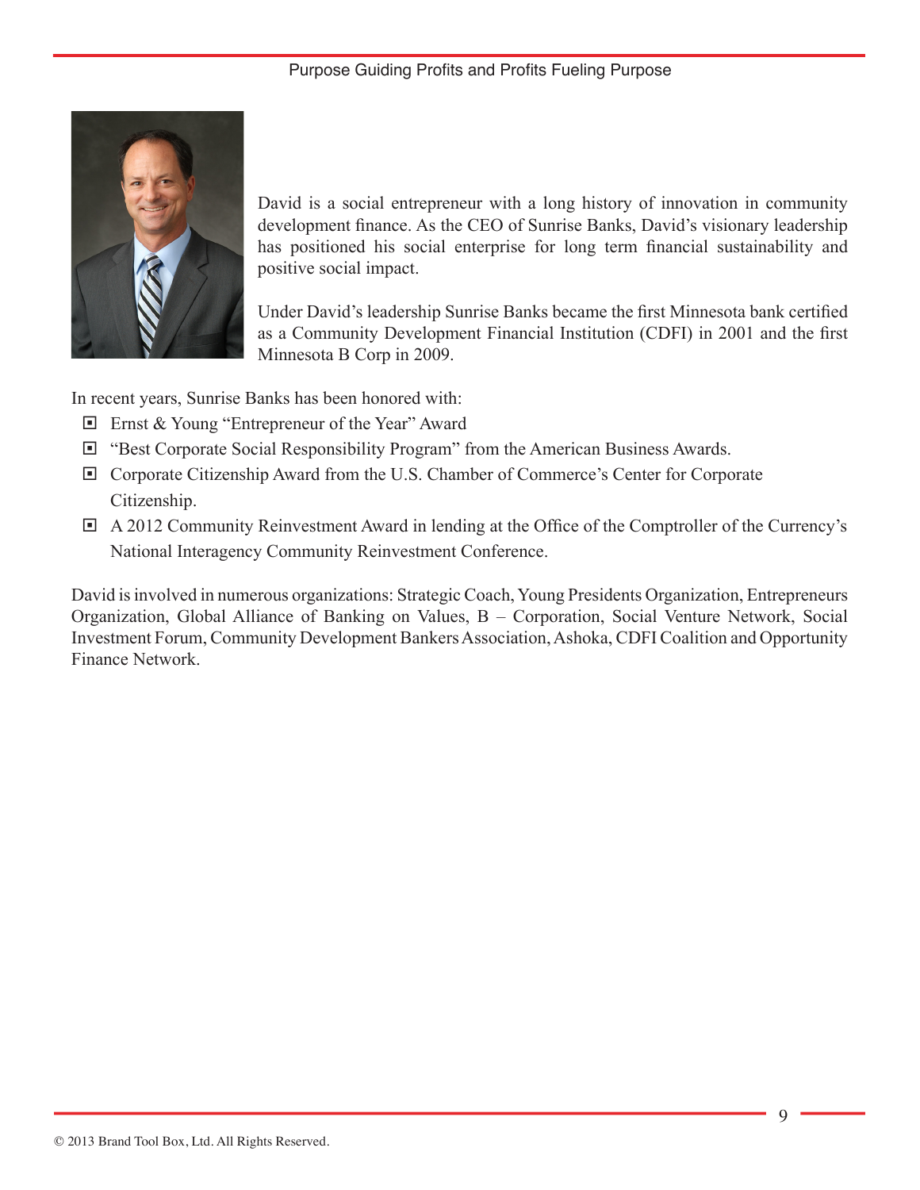David is a social entrepreneur with a long history of innovation in community development finance. As the CEO of Sunrise Banks, David's visionary leadership has positioned his social enterprise for long term financial sustainability and positive social impact.

Under David's leadership Sunrise Banks became the first Minnesota bank certified as a Community Development Financial Institution (CDFI) in 2001 and the first Minnesota B Corp in 2009.

In recent years, Sunrise Banks has been honored with:

- Ernst & Young "Entrepreneur of the Year" Award
- "Best Corporate Social Responsibility Program" from the American Business Awards.
- Corporate Citizenship Award from the U.S. Chamber of Commerce's Center for Corporate Citizenship.
- A 2012 Community Reinvestment Award in lending at the Office of the Comptroller of the Currency's National Interagency Community Reinvestment Conference.

David is involved in numerous organizations: Strategic Coach, Young Presidents Organization, Entrepreneurs Organization, Global Alliance of Banking on Values, B – Corporation, Social Venture Network, Social Investment Forum, Community Development Bankers Association, Ashoka, CDFI Coalition and Opportunity Finance Network.

© 2013 Brand Tool Box, Ltd. All Rights Reserved.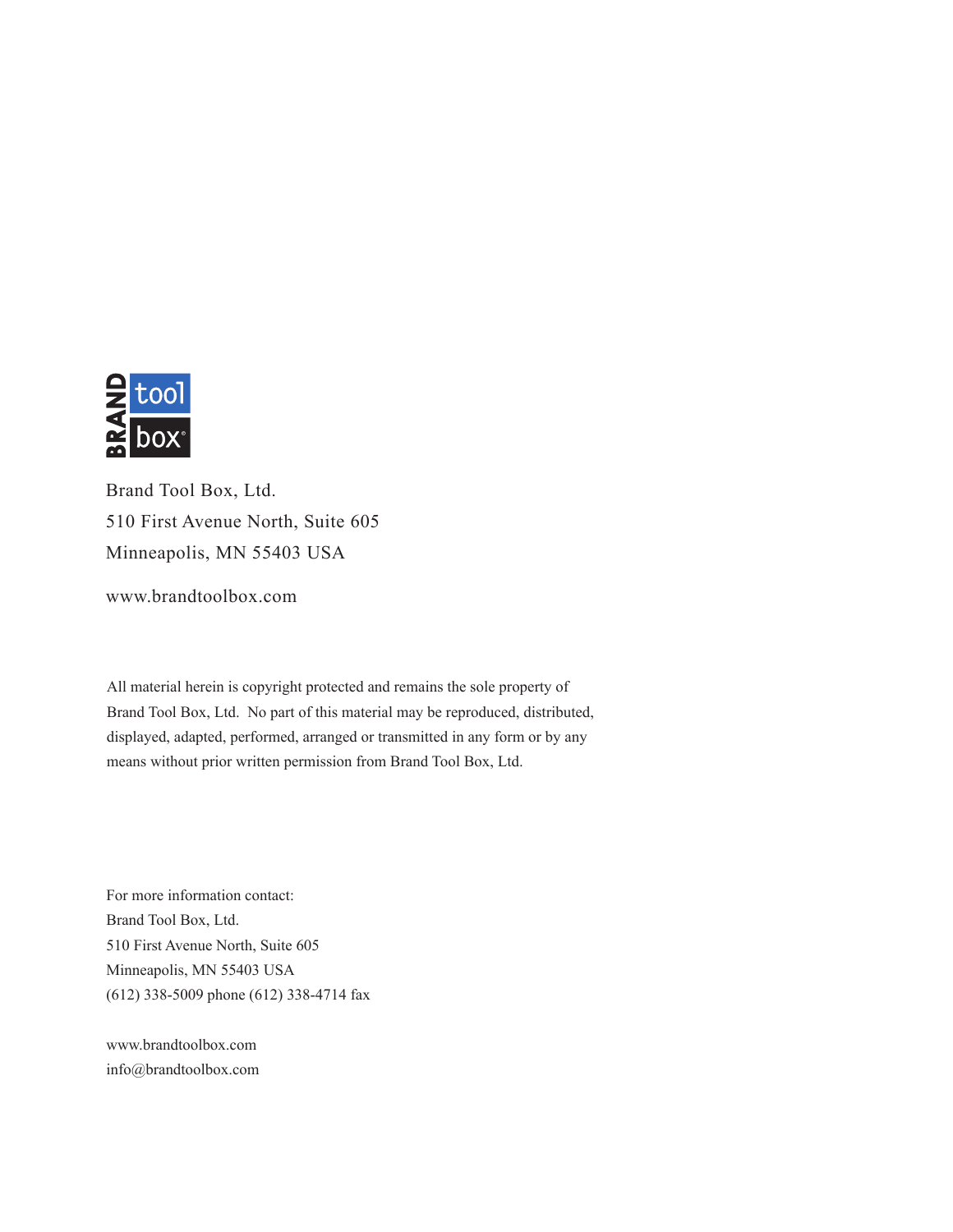BRAND tool box®

Brand Tool Box, Ltd.
510 First Avenue North, Suite 605
Minneapolis, MN 55403 USA

www.brandtoolbox.com

All material herein is copyright protected and remains the sole property of Brand Tool Box, Ltd. No part of this material may be reproduced, distributed, displayed, adapted, performed, arranged or transmitted in any form or by any means without prior written permission from Brand Tool Box, Ltd.

For more information contact:
Brand Tool Box, Ltd.
510 First Avenue North, Suite 605
Minneapolis, MN 55403 USA
(612) 338-5009 phone (612) 338-4714 fax

www.brandtoolbox.com
info@brandtoolbox.com